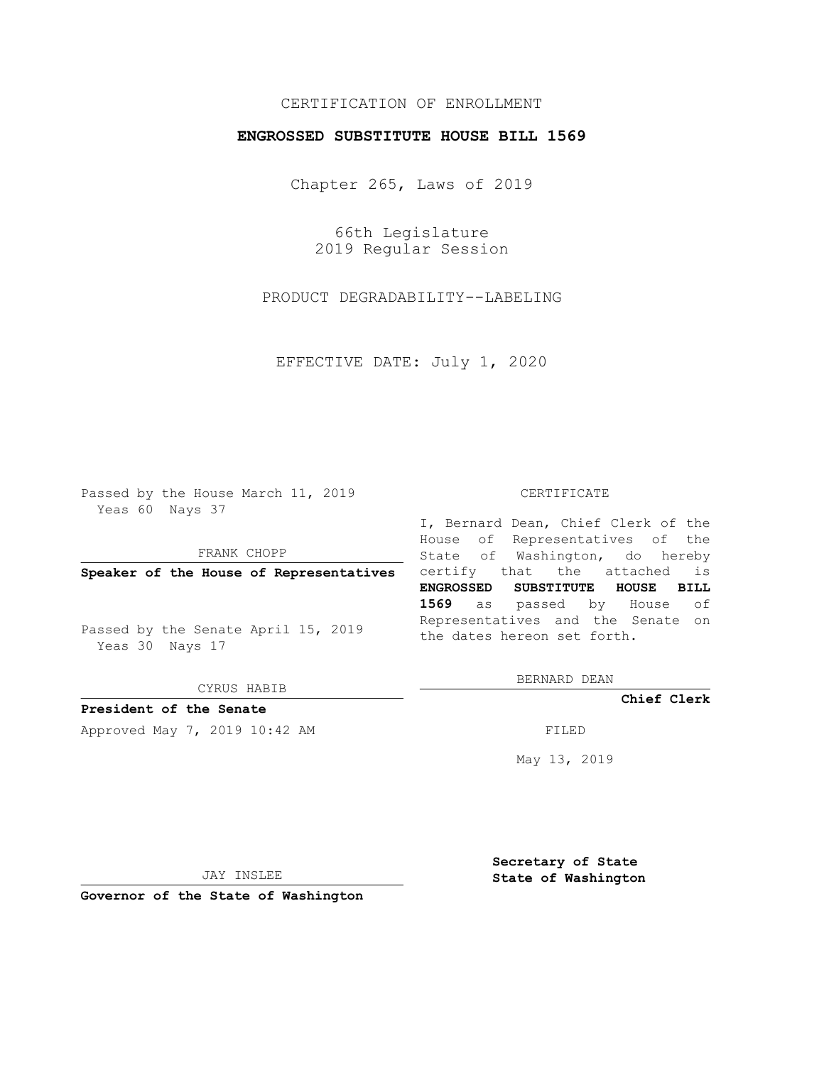CERTIFICATION OF ENROLLMENT

**ENGROSSED SUBSTITUTE HOUSE BILL 1569**

Chapter 265, Laws of 2019

66th Legislature
2019 Regular Session

PRODUCT DEGRADABILITY--LABELING

EFFECTIVE DATE: July 1, 2020

Passed by the House March 11, 2019
Yeas 60 Nays 37

FRANK CHOPP

**Speaker of the House of Representatives**

Passed by the Senate April 15, 2019
Yeas 30 Nays 17

CYRUS HABIB

**President of the Senate**

Approved May 7, 2019 10:42 AM

JAY INSLEE

**Governor of the State of Washington**

CERTIFICATE

I, Bernard Dean, Chief Clerk of the House of Representatives of the State of Washington, do hereby certify that the attached is **ENGROSSED SUBSTITUTE HOUSE BILL 1569** as passed by House of Representatives and the Senate on the dates hereon set forth.

BERNARD DEAN

**Chief Clerk**

FILED

May 13, 2019

**Secretary of State**
**State of Washington**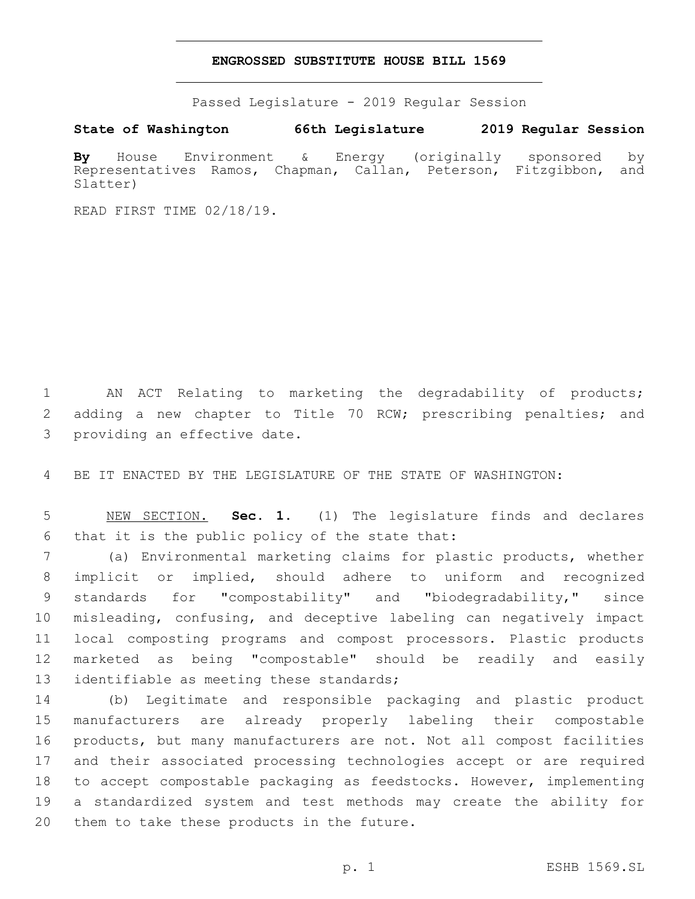# ENGROSSED SUBSTITUTE HOUSE BILL 1569

Passed Legislature - 2019 Regular Session

**State of Washington 66th Legislature 2019 Regular Session**

**By** House Environment & Energy (originally sponsored by Representatives Ramos, Chapman, Callan, Peterson, Fitzgibbon, and Slatter)

READ FIRST TIME 02/18/19.

AN ACT Relating to marketing the degradability of products; adding a new chapter to Title 70 RCW; prescribing penalties; and providing an effective date.

BE IT ENACTED BY THE LEGISLATURE OF THE STATE OF WASHINGTON:

NEW SECTION. **Sec. 1.** (1) The legislature finds and declares that it is the public policy of the state that:

(a) Environmental marketing claims for plastic products, whether implicit or implied, should adhere to uniform and recognized standards for "compostability" and "biodegradability," since misleading, confusing, and deceptive labeling can negatively impact local composting programs and compost processors. Plastic products marketed as being "compostable" should be readily and easily identifiable as meeting these standards;

(b) Legitimate and responsible packaging and plastic product manufacturers are already properly labeling their compostable products, but many manufacturers are not. Not all compost facilities and their associated processing technologies accept or are required to accept compostable packaging as feedstocks. However, implementing a standardized system and test methods may create the ability for them to take these products in the future.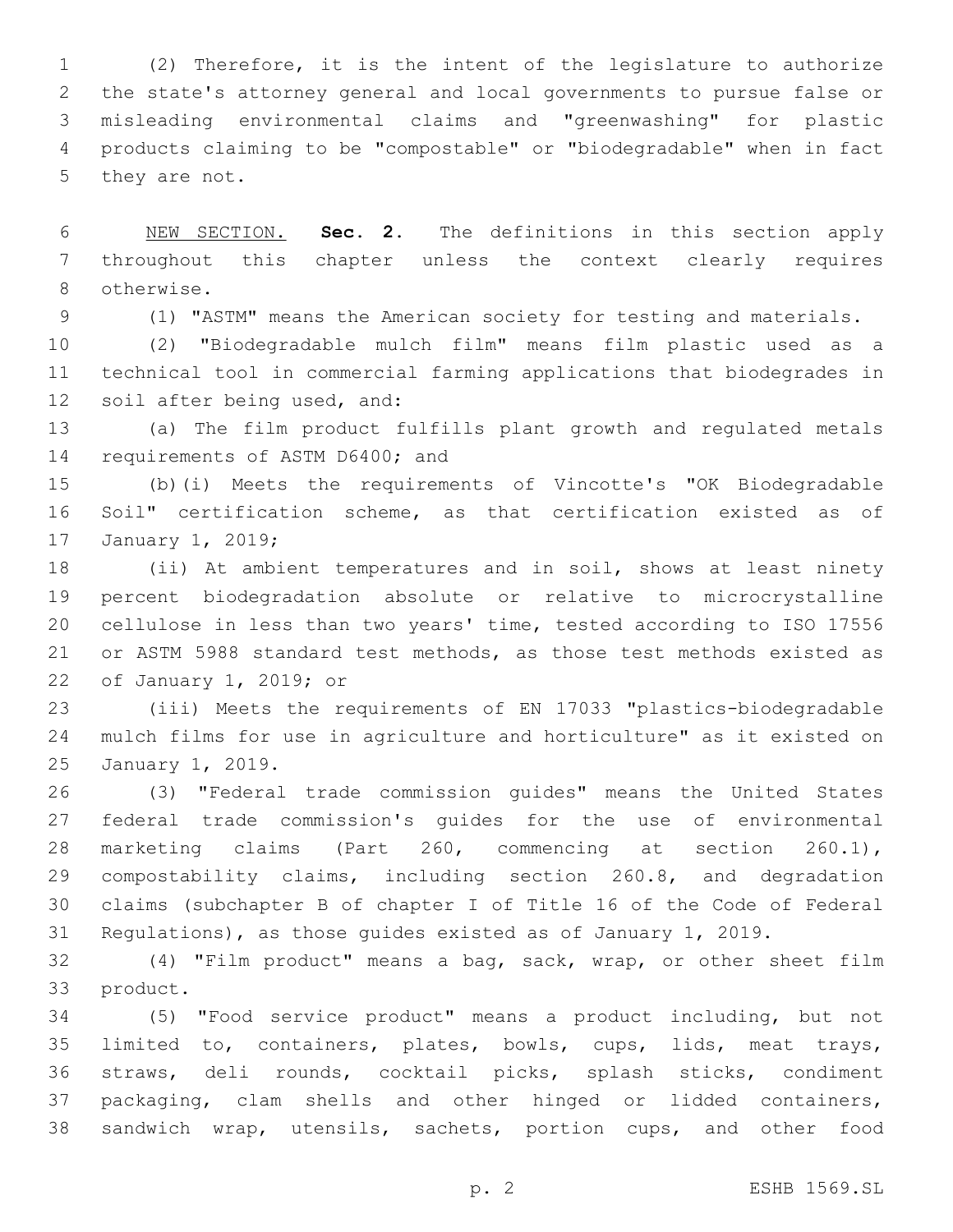(2) Therefore, it is the intent of the legislature to authorize the state's attorney general and local governments to pursue false or misleading environmental claims and "greenwashing" for plastic products claiming to be "compostable" or "biodegradable" when in fact they are not.

NEW SECTION. **Sec. 2.** The definitions in this section apply throughout this chapter unless the context clearly requires otherwise.

(1) "ASTM" means the American society for testing and materials.

(2) "Biodegradable mulch film" means film plastic used as a technical tool in commercial farming applications that biodegrades in soil after being used, and:

(a) The film product fulfills plant growth and regulated metals requirements of ASTM D6400; and

(b)(i) Meets the requirements of Vincotte's "OK Biodegradable Soil" certification scheme, as that certification existed as of January 1, 2019;

(ii) At ambient temperatures and in soil, shows at least ninety percent biodegradation absolute or relative to microcrystalline cellulose in less than two years' time, tested according to ISO 17556 or ASTM 5988 standard test methods, as those test methods existed as of January 1, 2019; or

(iii) Meets the requirements of EN 17033 "plastics-biodegradable mulch films for use in agriculture and horticulture" as it existed on January 1, 2019.

(3) "Federal trade commission guides" means the United States federal trade commission's guides for the use of environmental marketing claims (Part 260, commencing at section 260.1), compostability claims, including section 260.8, and degradation claims (subchapter B of chapter I of Title 16 of the Code of Federal Regulations), as those guides existed as of January 1, 2019.

(4) "Film product" means a bag, sack, wrap, or other sheet film product.

(5) "Food service product" means a product including, but not limited to, containers, plates, bowls, cups, lids, meat trays, straws, deli rounds, cocktail picks, splash sticks, condiment packaging, clam shells and other hinged or lidded containers, sandwich wrap, utensils, sachets, portion cups, and other food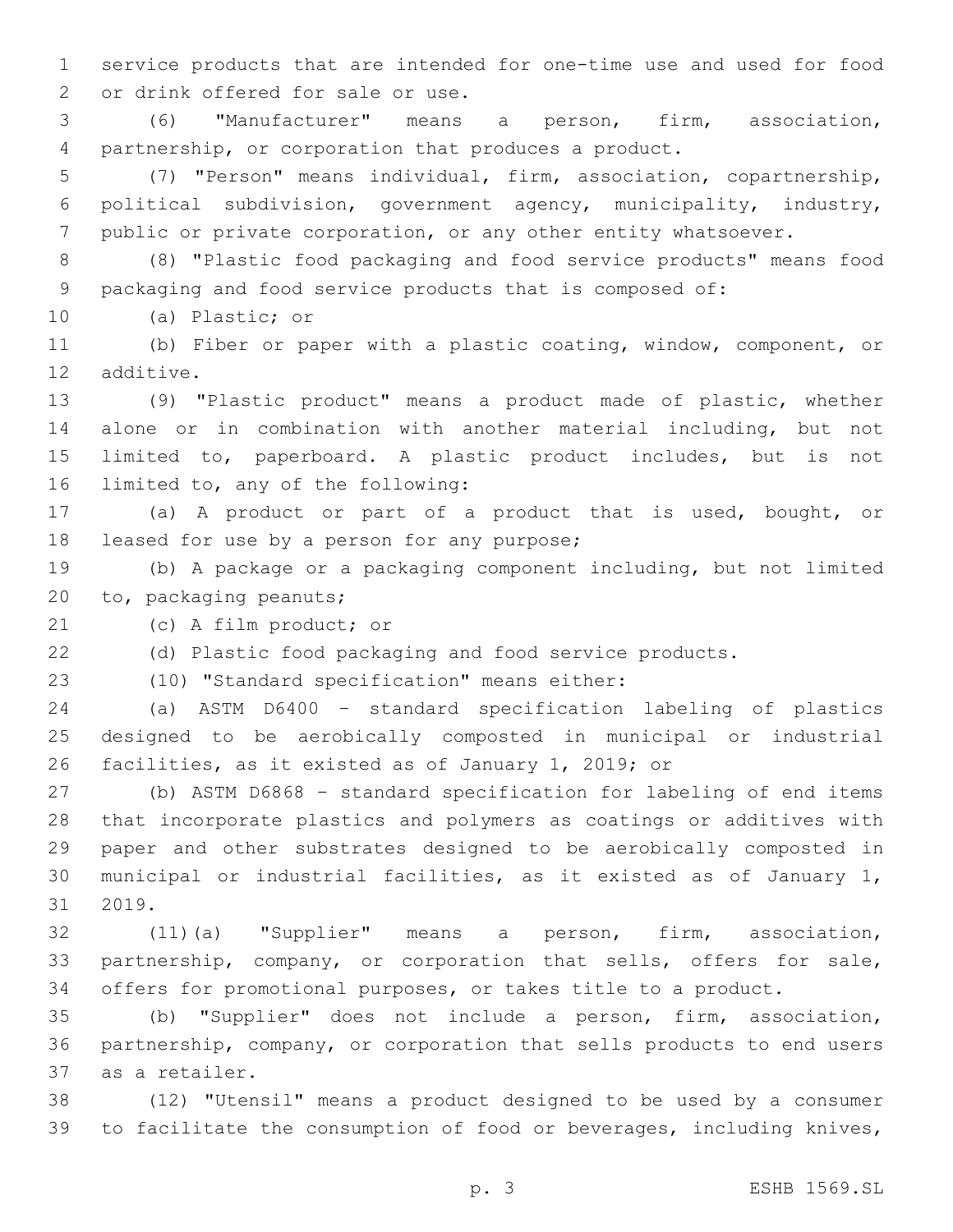service products that are intended for one-time use and used for food or drink offered for sale or use.

(6) "Manufacturer" means a person, firm, association, partnership, or corporation that produces a product.

(7) "Person" means individual, firm, association, copartnership, political subdivision, government agency, municipality, industry, public or private corporation, or any other entity whatsoever.

(8) "Plastic food packaging and food service products" means food packaging and food service products that is composed of:

(a) Plastic; or

(b) Fiber or paper with a plastic coating, window, component, or additive.

(9) "Plastic product" means a product made of plastic, whether alone or in combination with another material including, but not limited to, paperboard. A plastic product includes, but is not limited to, any of the following:

(a) A product or part of a product that is used, bought, or leased for use by a person for any purpose;

(b) A package or a packaging component including, but not limited to, packaging peanuts;

(c) A film product; or

(d) Plastic food packaging and food service products.

(10) "Standard specification" means either:

(a) ASTM D6400 - standard specification labeling of plastics designed to be aerobically composted in municipal or industrial facilities, as it existed as of January 1, 2019; or

(b) ASTM D6868 - standard specification for labeling of end items that incorporate plastics and polymers as coatings or additives with paper and other substrates designed to be aerobically composted in municipal or industrial facilities, as it existed as of January 1, 2019.

(11)(a) "Supplier" means a person, firm, association, partnership, company, or corporation that sells, offers for sale, offers for promotional purposes, or takes title to a product.

(b) "Supplier" does not include a person, firm, association, partnership, company, or corporation that sells products to end users as a retailer.

(12) "Utensil" means a product designed to be used by a consumer to facilitate the consumption of food or beverages, including knives,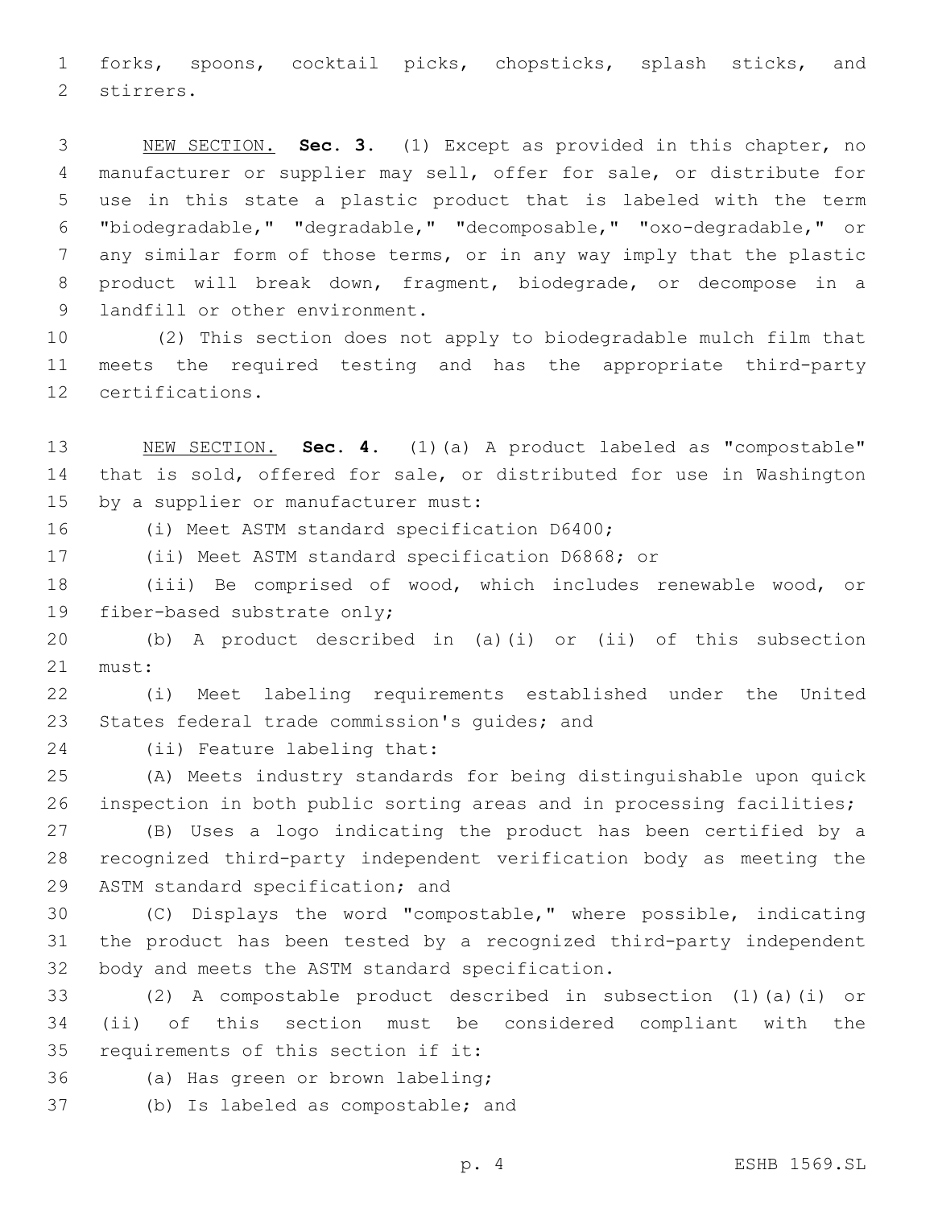forks, spoons, cocktail picks, chopsticks, splash sticks, and stirrers.

NEW SECTION. **Sec. 3.** (1) Except as provided in this chapter, no manufacturer or supplier may sell, offer for sale, or distribute for use in this state a plastic product that is labeled with the term "biodegradable," "degradable," "decomposable," "oxo-degradable," or any similar form of those terms, or in any way imply that the plastic product will break down, fragment, biodegrade, or decompose in a landfill or other environment.

(2) This section does not apply to biodegradable mulch film that meets the required testing and has the appropriate third-party certifications.

NEW SECTION. **Sec. 4.** (1)(a) A product labeled as "compostable" that is sold, offered for sale, or distributed for use in Washington by a supplier or manufacturer must:

(i) Meet ASTM standard specification D6400;

(ii) Meet ASTM standard specification D6868; or

(iii) Be comprised of wood, which includes renewable wood, or fiber-based substrate only;

(b) A product described in (a)(i) or (ii) of this subsection must:

(i) Meet labeling requirements established under the United States federal trade commission's guides; and

(ii) Feature labeling that:

(A) Meets industry standards for being distinguishable upon quick inspection in both public sorting areas and in processing facilities;

(B) Uses a logo indicating the product has been certified by a recognized third-party independent verification body as meeting the ASTM standard specification; and

(C) Displays the word "compostable," where possible, indicating the product has been tested by a recognized third-party independent body and meets the ASTM standard specification.

(2) A compostable product described in subsection (1)(a)(i) or (ii) of this section must be considered compliant with the requirements of this section if it:

(a) Has green or brown labeling;

(b) Is labeled as compostable; and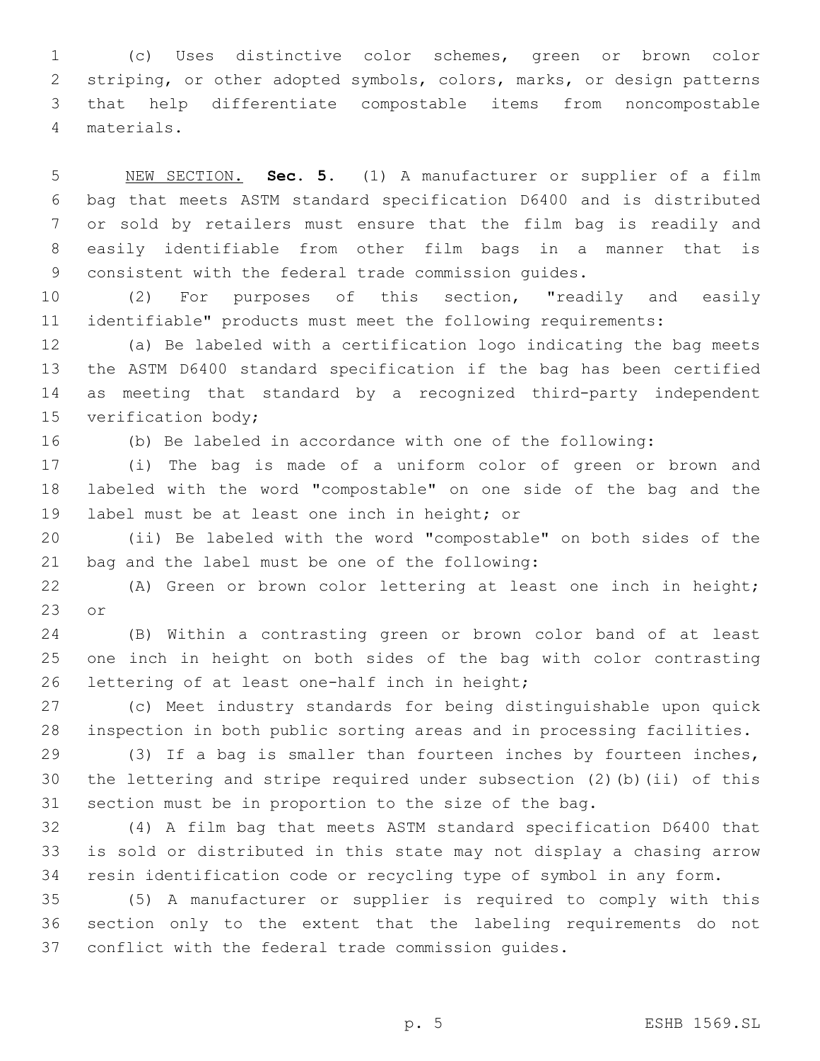(c) Uses distinctive color schemes, green or brown color striping, or other adopted symbols, colors, marks, or design patterns that help differentiate compostable items from noncompostable materials.

NEW SECTION. **Sec. 5.** (1) A manufacturer or supplier of a film bag that meets ASTM standard specification D6400 and is distributed or sold by retailers must ensure that the film bag is readily and easily identifiable from other film bags in a manner that is consistent with the federal trade commission guides.

(2) For purposes of this section, "readily and easily identifiable" products must meet the following requirements:

(a) Be labeled with a certification logo indicating the bag meets the ASTM D6400 standard specification if the bag has been certified as meeting that standard by a recognized third-party independent verification body;

(b) Be labeled in accordance with one of the following:

(i) The bag is made of a uniform color of green or brown and labeled with the word "compostable" on one side of the bag and the label must be at least one inch in height; or

(ii) Be labeled with the word "compostable" on both sides of the bag and the label must be one of the following:

(A) Green or brown color lettering at least one inch in height; or

(B) Within a contrasting green or brown color band of at least one inch in height on both sides of the bag with color contrasting lettering of at least one-half inch in height;

(c) Meet industry standards for being distinguishable upon quick inspection in both public sorting areas and in processing facilities.

(3) If a bag is smaller than fourteen inches by fourteen inches, the lettering and stripe required under subsection (2)(b)(ii) of this section must be in proportion to the size of the bag.

(4) A film bag that meets ASTM standard specification D6400 that is sold or distributed in this state may not display a chasing arrow resin identification code or recycling type of symbol in any form.

(5) A manufacturer or supplier is required to comply with this section only to the extent that the labeling requirements do not conflict with the federal trade commission guides.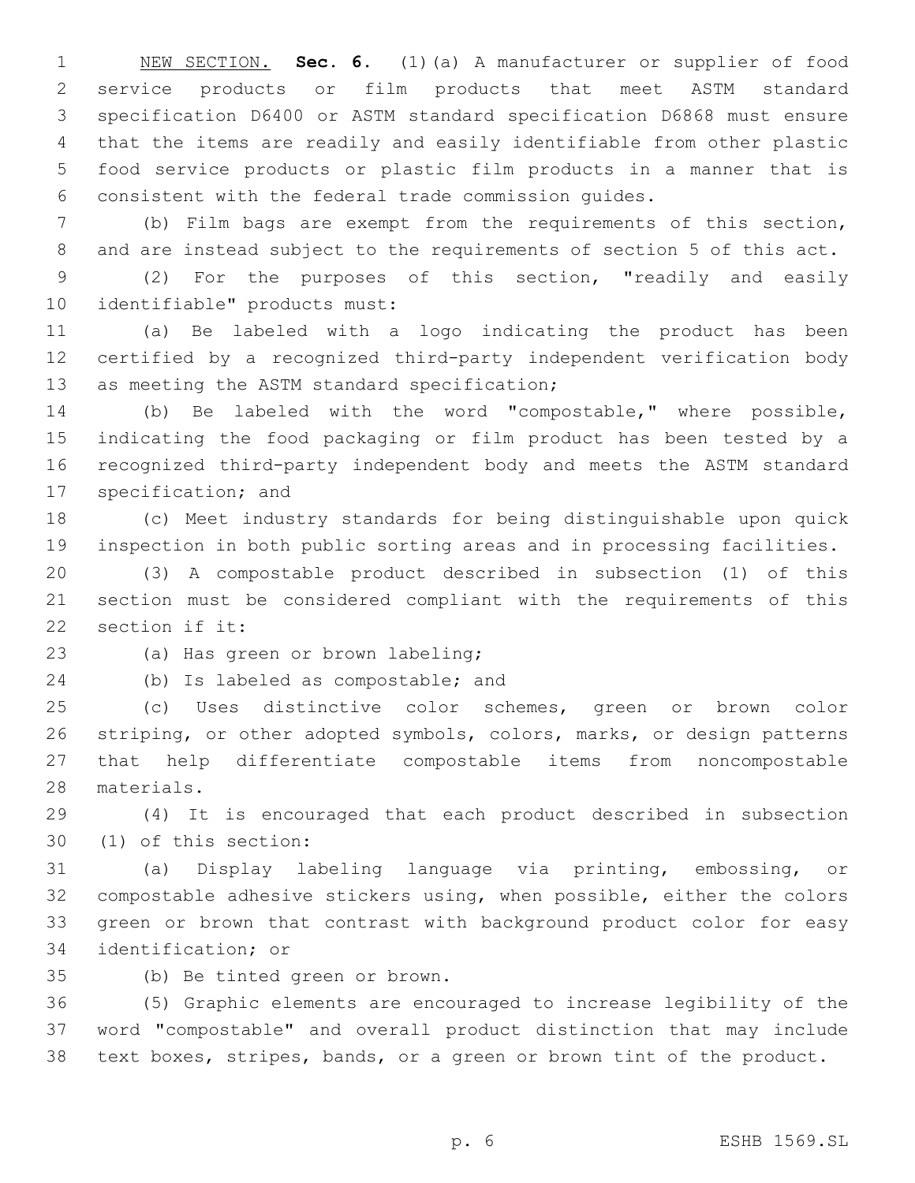NEW SECTION. **Sec. 6.** (1)(a) A manufacturer or supplier of food service products or film products that meet ASTM standard specification D6400 or ASTM standard specification D6868 must ensure that the items are readily and easily identifiable from other plastic food service products or plastic film products in a manner that is consistent with the federal trade commission guides.

(b) Film bags are exempt from the requirements of this section, and are instead subject to the requirements of section 5 of this act.

(2) For the purposes of this section, "readily and easily identifiable" products must:

(a) Be labeled with a logo indicating the product has been certified by a recognized third-party independent verification body as meeting the ASTM standard specification;

(b) Be labeled with the word "compostable," where possible, indicating the food packaging or film product has been tested by a recognized third-party independent body and meets the ASTM standard specification; and

(c) Meet industry standards for being distinguishable upon quick inspection in both public sorting areas and in processing facilities.

(3) A compostable product described in subsection (1) of this section must be considered compliant with the requirements of this section if it:

(a) Has green or brown labeling;

(b) Is labeled as compostable; and

(c) Uses distinctive color schemes, green or brown color striping, or other adopted symbols, colors, marks, or design patterns that help differentiate compostable items from noncompostable materials.

(4) It is encouraged that each product described in subsection (1) of this section:

(a) Display labeling language via printing, embossing, or compostable adhesive stickers using, when possible, either the colors green or brown that contrast with background product color for easy identification; or

(b) Be tinted green or brown.

(5) Graphic elements are encouraged to increase legibility of the word "compostable" and overall product distinction that may include text boxes, stripes, bands, or a green or brown tint of the product.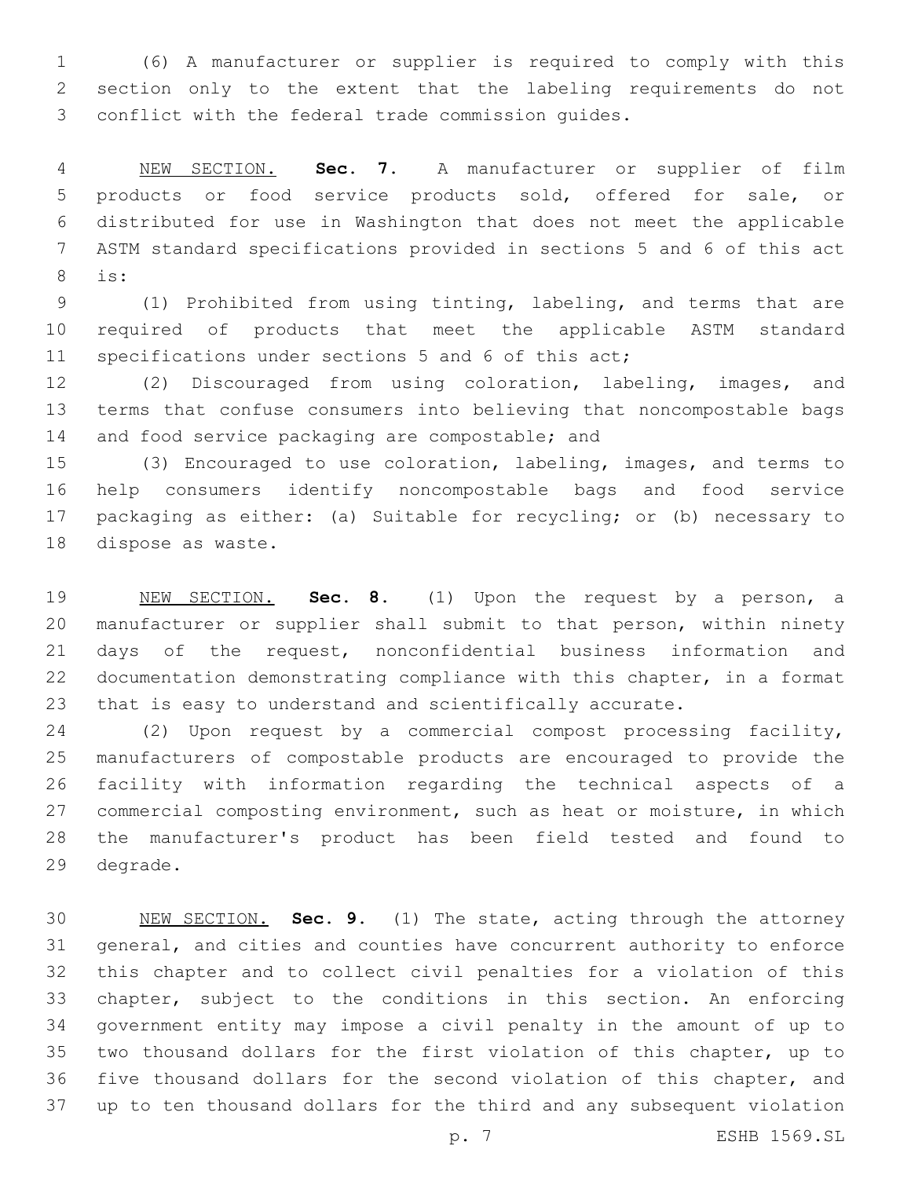(6) A manufacturer or supplier is required to comply with this section only to the extent that the labeling requirements do not conflict with the federal trade commission guides.

NEW SECTION. **Sec. 7.** A manufacturer or supplier of film products or food service products sold, offered for sale, or distributed for use in Washington that does not meet the applicable ASTM standard specifications provided in sections 5 and 6 of this act is:

(1) Prohibited from using tinting, labeling, and terms that are required of products that meet the applicable ASTM standard specifications under sections 5 and 6 of this act;

(2) Discouraged from using coloration, labeling, images, and terms that confuse consumers into believing that noncompostable bags and food service packaging are compostable; and

(3) Encouraged to use coloration, labeling, images, and terms to help consumers identify noncompostable bags and food service packaging as either: (a) Suitable for recycling; or (b) necessary to dispose as waste.

NEW SECTION. **Sec. 8.** (1) Upon the request by a person, a manufacturer or supplier shall submit to that person, within ninety days of the request, nonconfidential business information and documentation demonstrating compliance with this chapter, in a format that is easy to understand and scientifically accurate.

(2) Upon request by a commercial compost processing facility, manufacturers of compostable products are encouraged to provide the facility with information regarding the technical aspects of a commercial composting environment, such as heat or moisture, in which the manufacturer's product has been field tested and found to degrade.

NEW SECTION. **Sec. 9.** (1) The state, acting through the attorney general, and cities and counties have concurrent authority to enforce this chapter and to collect civil penalties for a violation of this chapter, subject to the conditions in this section. An enforcing government entity may impose a civil penalty in the amount of up to two thousand dollars for the first violation of this chapter, up to five thousand dollars for the second violation of this chapter, and up to ten thousand dollars for the third and any subsequent violation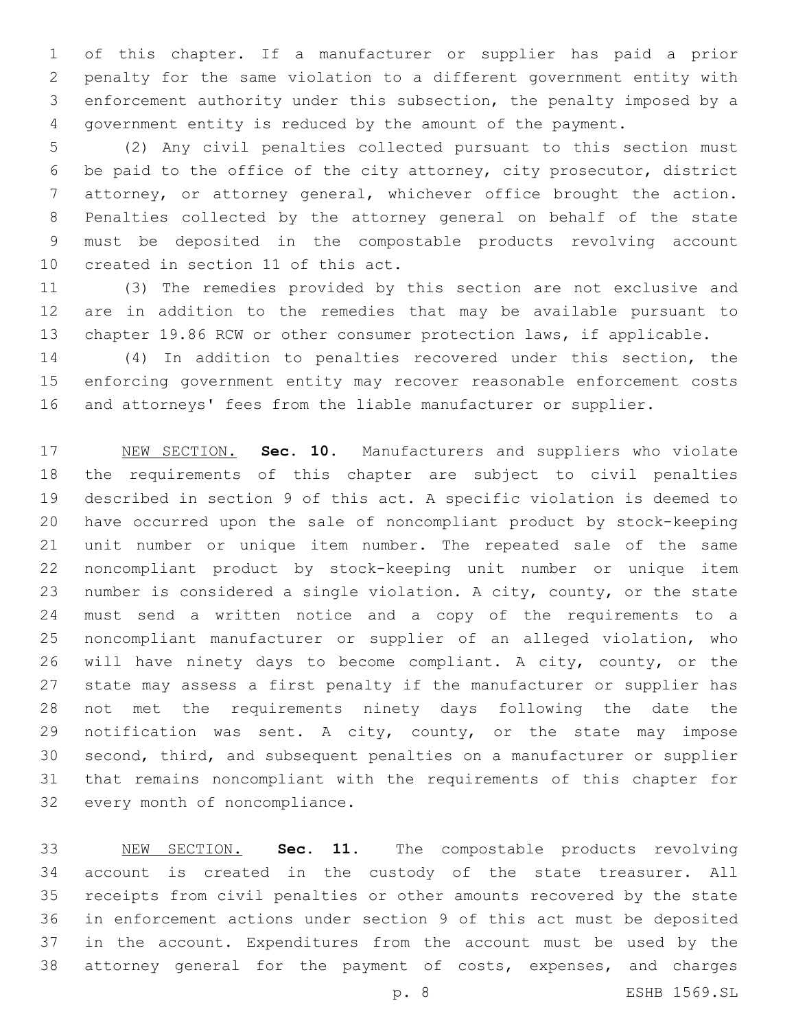of this chapter. If a manufacturer or supplier has paid a prior penalty for the same violation to a different government entity with enforcement authority under this subsection, the penalty imposed by a government entity is reduced by the amount of the payment.

(2) Any civil penalties collected pursuant to this section must be paid to the office of the city attorney, city prosecutor, district attorney, or attorney general, whichever office brought the action. Penalties collected by the attorney general on behalf of the state must be deposited in the compostable products revolving account created in section 11 of this act.

(3) The remedies provided by this section are not exclusive and are in addition to the remedies that may be available pursuant to chapter 19.86 RCW or other consumer protection laws, if applicable.

(4) In addition to penalties recovered under this section, the enforcing government entity may recover reasonable enforcement costs and attorneys' fees from the liable manufacturer or supplier.

NEW SECTION. **Sec. 10.** Manufacturers and suppliers who violate the requirements of this chapter are subject to civil penalties described in section 9 of this act. A specific violation is deemed to have occurred upon the sale of noncompliant product by stock-keeping unit number or unique item number. The repeated sale of the same noncompliant product by stock-keeping unit number or unique item number is considered a single violation. A city, county, or the state must send a written notice and a copy of the requirements to a noncompliant manufacturer or supplier of an alleged violation, who will have ninety days to become compliant. A city, county, or the state may assess a first penalty if the manufacturer or supplier has not met the requirements ninety days following the date the notification was sent. A city, county, or the state may impose second, third, and subsequent penalties on a manufacturer or supplier that remains noncompliant with the requirements of this chapter for every month of noncompliance.

NEW SECTION. **Sec. 11.** The compostable products revolving account is created in the custody of the state treasurer. All receipts from civil penalties or other amounts recovered by the state in enforcement actions under section 9 of this act must be deposited in the account. Expenditures from the account must be used by the attorney general for the payment of costs, expenses, and charges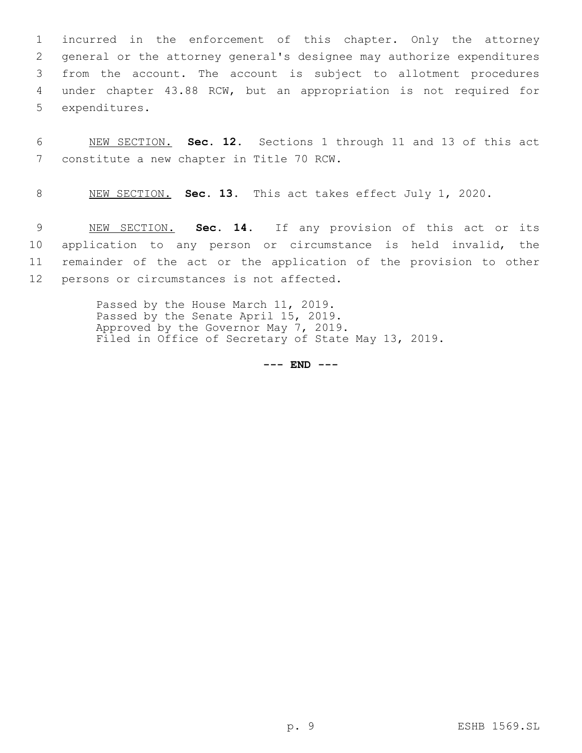incurred in the enforcement of this chapter. Only the attorney general or the attorney general's designee may authorize expenditures from the account. The account is subject to allotment procedures under chapter 43.88 RCW, but an appropriation is not required for expenditures.

NEW SECTION. **Sec. 12.** Sections 1 through 11 and 13 of this act constitute a new chapter in Title 70 RCW.

NEW SECTION. **Sec. 13.** This act takes effect July 1, 2020.

NEW SECTION. **Sec. 14.** If any provision of this act or its application to any person or circumstance is held invalid, the remainder of the act or the application of the provision to other persons or circumstances is not affected.

Passed by the House March 11, 2019.
Passed by the Senate April 15, 2019.
Approved by the Governor May 7, 2019.
Filed in Office of Secretary of State May 13, 2019.

**--- END ---**